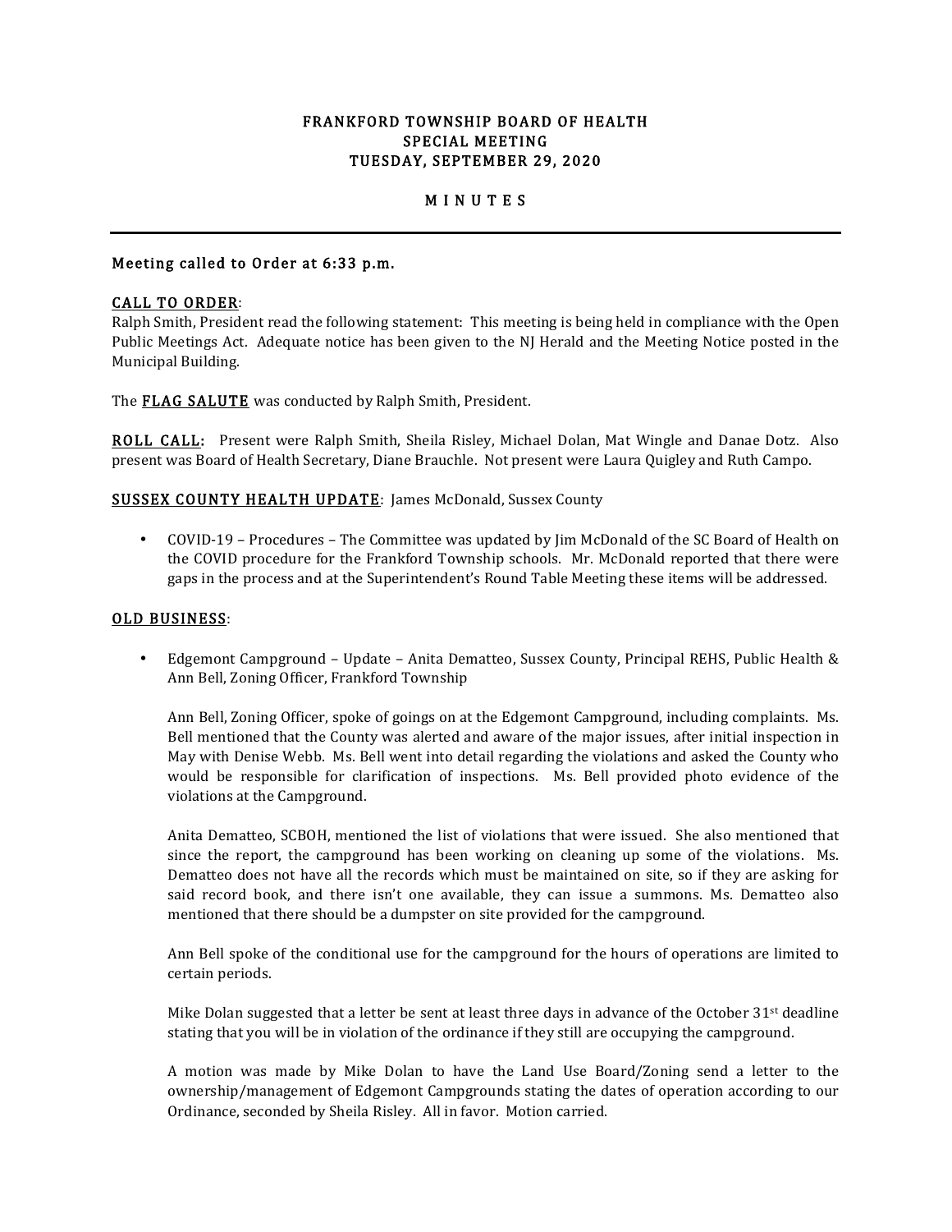# FRANKFORD TOWNSHIP BOARD OF HEALTH
## SPECIAL MEETING
## TUESDAY, SEPTEMBER 29, 2020

## M I N U T E S

---

**Meeting called to Order at 6:33 p.m.**

**CALL TO ORDER**:
Ralph Smith, President read the following statement: This meeting is being held in compliance with the Open Public Meetings Act. Adequate notice has been given to the NJ Herald and the Meeting Notice posted in the Municipal Building.

The **FLAG SALUTE** was conducted by Ralph Smith, President.

**ROLL CALL:** Present were Ralph Smith, Sheila Risley, Michael Dolan, Mat Wingle and Danae Dotz. Also present was Board of Health Secretary, Diane Brauchle. Not present were Laura Quigley and Ruth Campo.

**SUSSEX COUNTY HEALTH UPDATE**: James McDonald, Sussex County

- COVID-19 – Procedures – The Committee was updated by Jim McDonald of the SC Board of Health on the COVID procedure for the Frankford Township schools. Mr. McDonald reported that there were gaps in the process and at the Superintendent's Round Table Meeting these items will be addressed.

**OLD BUSINESS**:

- Edgemont Campground – Update – Anita Dematteo, Sussex County, Principal REHS, Public Health & Ann Bell, Zoning Officer, Frankford Township

  Ann Bell, Zoning Officer, spoke of goings on at the Edgemont Campground, including complaints. Ms. Bell mentioned that the County was alerted and aware of the major issues, after initial inspection in May with Denise Webb. Ms. Bell went into detail regarding the violations and asked the County who would be responsible for clarification of inspections. Ms. Bell provided photo evidence of the violations at the Campground.

  Anita Dematteo, SCBOH, mentioned the list of violations that were issued. She also mentioned that since the report, the campground has been working on cleaning up some of the violations. Ms. Dematteo does not have all the records which must be maintained on site, so if they are asking for said record book, and there isn't one available, they can issue a summons. Ms. Dematteo also mentioned that there should be a dumpster on site provided for the campground.

  Ann Bell spoke of the conditional use for the campground for the hours of operations are limited to certain periods.

  Mike Dolan suggested that a letter be sent at least three days in advance of the October 31st deadline stating that you will be in violation of the ordinance if they still are occupying the campground.

  A motion was made by Mike Dolan to have the Land Use Board/Zoning send a letter to the ownership/management of Edgemont Campgrounds stating the dates of operation according to our Ordinance, seconded by Sheila Risley. All in favor. Motion carried.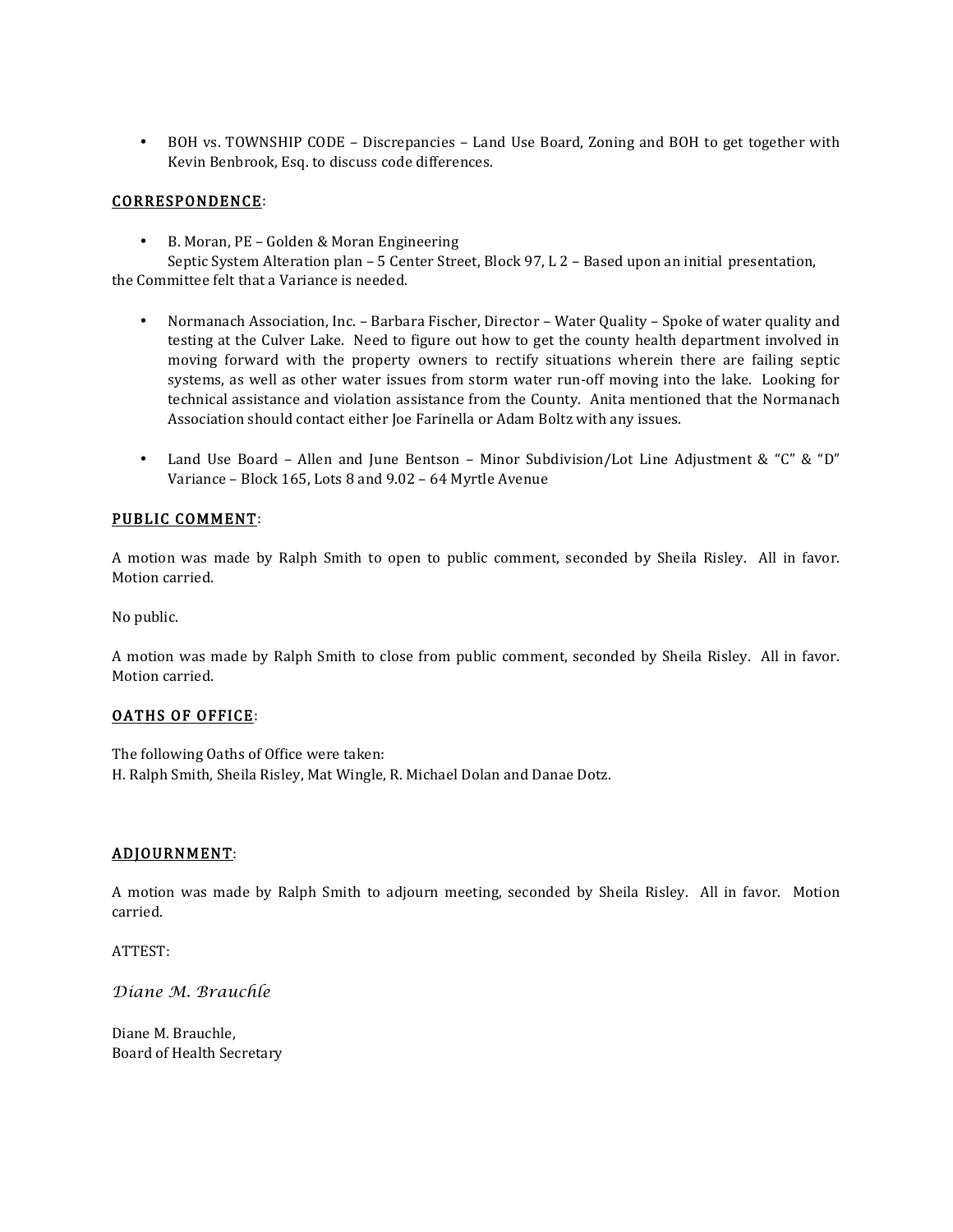- BOH vs. TOWNSHIP CODE – Discrepancies – Land Use Board, Zoning and BOH to get together with Kevin Benbrook, Esq. to discuss code differences.

**CORRESPONDENCE**:

- B. Moran, PE – Golden & Moran Engineering

  Septic System Alteration plan – 5 Center Street, Block 97, L 2 – Based upon an initial presentation, the Committee felt that a Variance is needed.

- Normanach Association, Inc. – Barbara Fischer, Director – Water Quality – Spoke of water quality and testing at the Culver Lake. Need to figure out how to get the county health department involved in moving forward with the property owners to rectify situations wherein there are failing septic systems, as well as other water issues from storm water run-off moving into the lake. Looking for technical assistance and violation assistance from the County. Anita mentioned that the Normanach Association should contact either Joe Farinella or Adam Boltz with any issues.

- Land Use Board – Allen and June Bentson – Minor Subdivision/Lot Line Adjustment & "C" & "D" Variance – Block 165, Lots 8 and 9.02 – 64 Myrtle Avenue

**PUBLIC COMMENT**:

A motion was made by Ralph Smith to open to public comment, seconded by Sheila Risley. All in favor. Motion carried.

No public.

A motion was made by Ralph Smith to close from public comment, seconded by Sheila Risley. All in favor. Motion carried.

**OATHS OF OFFICE**:

The following Oaths of Office were taken:
H. Ralph Smith, Sheila Risley, Mat Wingle, R. Michael Dolan and Danae Dotz.

**ADJOURNMENT**:

A motion was made by Ralph Smith to adjourn meeting, seconded by Sheila Risley. All in favor. Motion carried.

ATTEST:

*Diane M. Brauchle*

Diane M. Brauchle,
Board of Health Secretary